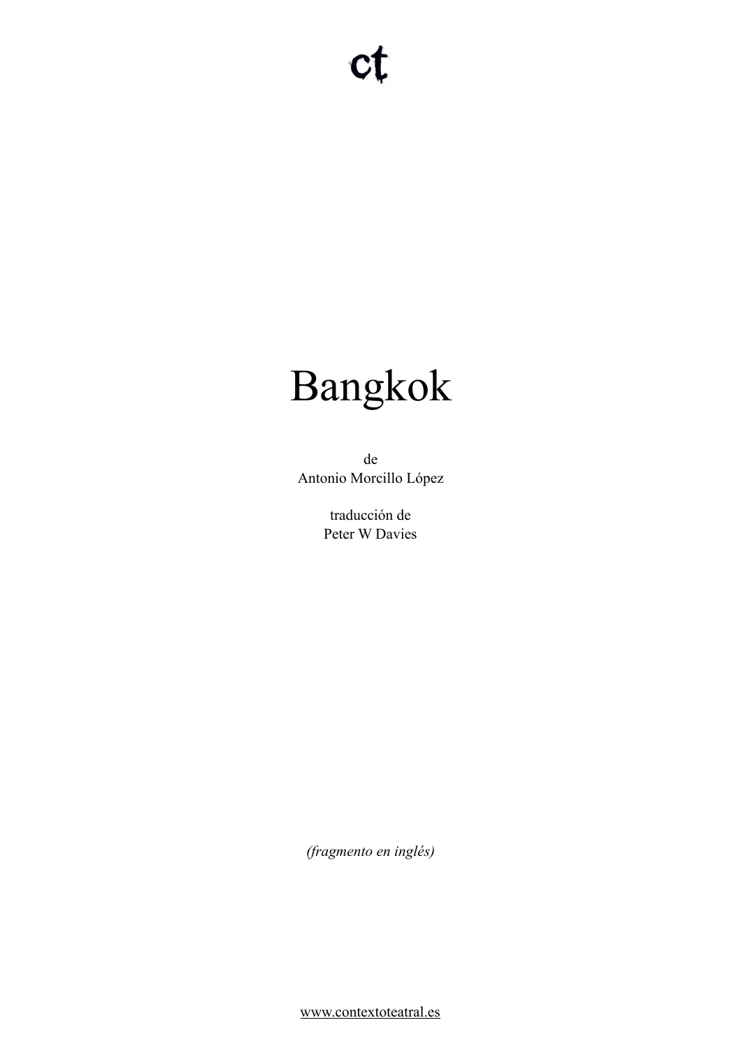ct

# Bangkok

de
Antonio Morcillo López

traducción de
Peter W Davies

*(fragmento en inglés)*

www.contextoteatral.es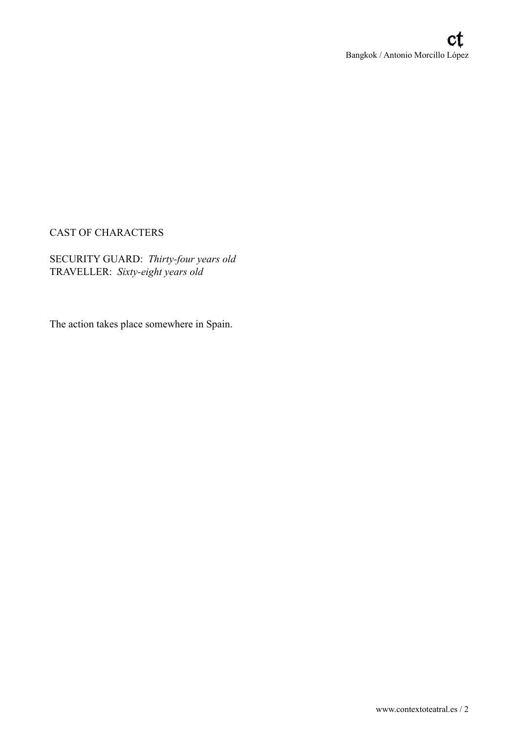CAST OF CHARACTERS

SECURITY GUARD: *Thirty-four years old*
TRAVELLER: *Sixty-eight years old*

The action takes place somewhere in Spain.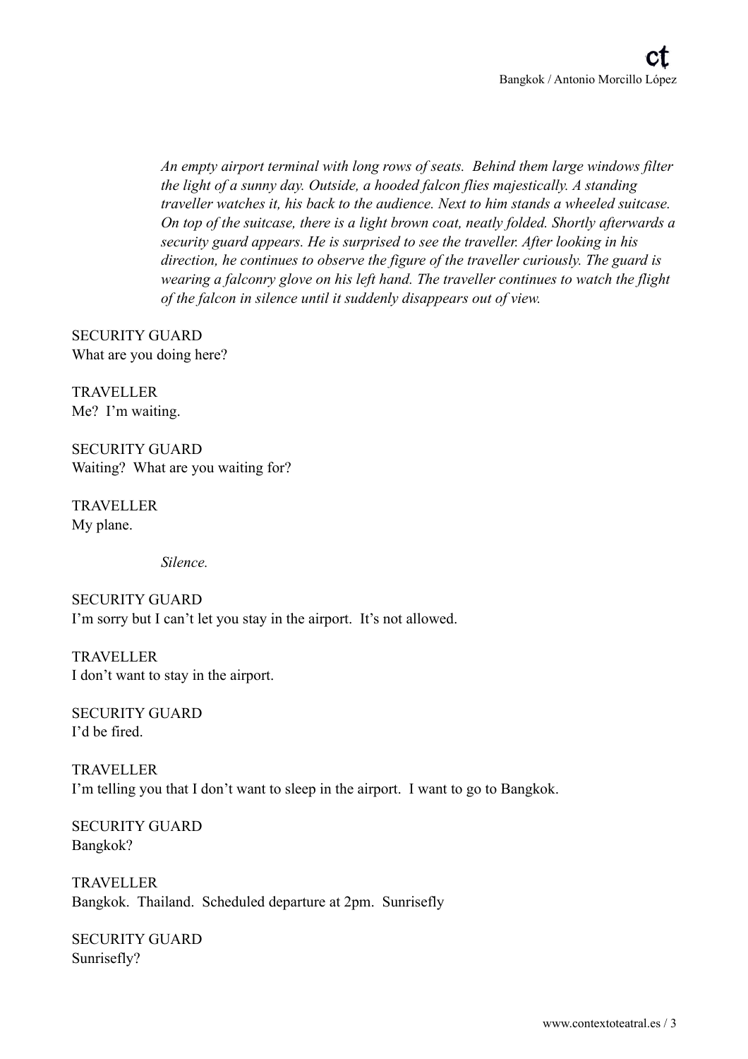*An empty airport terminal with long rows of seats. Behind them large windows filter the light of a sunny day. Outside, a hooded falcon flies majestically. A standing traveller watches it, his back to the audience. Next to him stands a wheeled suitcase. On top of the suitcase, there is a light brown coat, neatly folded. Shortly afterwards a security guard appears. He is surprised to see the traveller. After looking in his direction, he continues to observe the figure of the traveller curiously. The guard is wearing a falconry glove on his left hand. The traveller continues to watch the flight of the falcon in silence until it suddenly disappears out of view.*

SECURITY GUARD
What are you doing here?

TRAVELLER
Me? I'm waiting.

SECURITY GUARD
Waiting? What are you waiting for?

TRAVELLER
My plane.

*Silence.*

SECURITY GUARD
I'm sorry but I can't let you stay in the airport. It's not allowed.

TRAVELLER
I don't want to stay in the airport.

SECURITY GUARD
I'd be fired.

TRAVELLER
I'm telling you that I don't want to sleep in the airport. I want to go to Bangkok.

SECURITY GUARD
Bangkok?

TRAVELLER
Bangkok. Thailand. Scheduled departure at 2pm. Sunrisefly

SECURITY GUARD
Sunrisefly?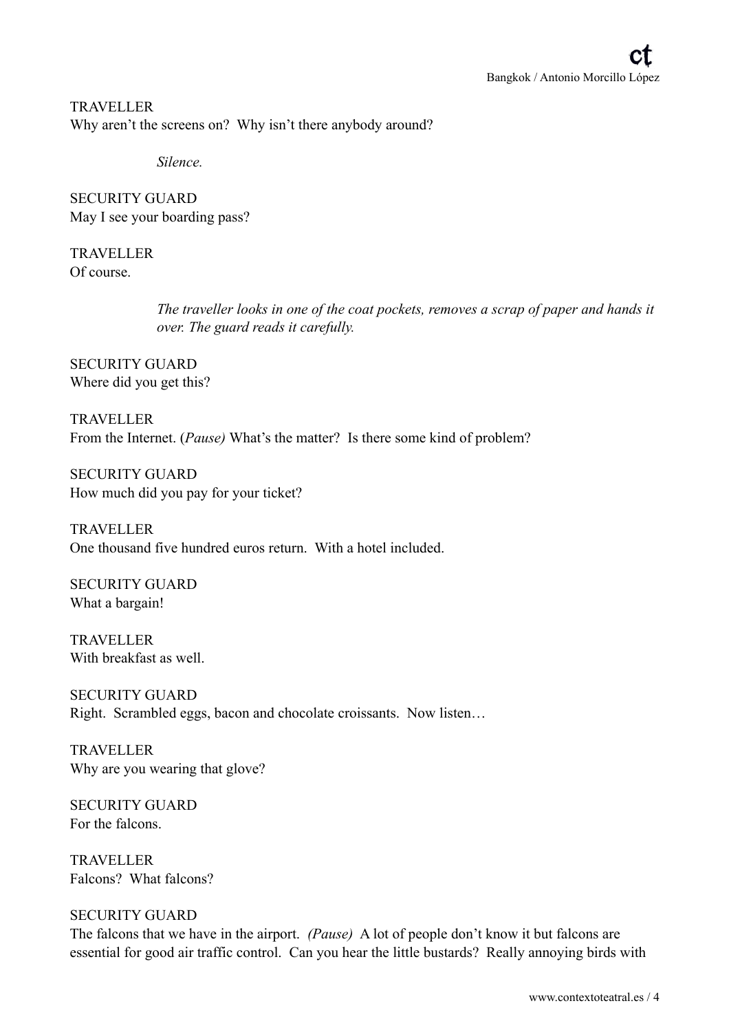TRAVELLER
Why aren't the screens on?  Why isn't there anybody around?

*Silence.*

SECURITY GUARD
May I see your boarding pass?

TRAVELLER
Of course.

*The traveller looks in one of the coat pockets, removes a scrap of paper and hands it over. The guard reads it carefully.*

SECURITY GUARD
Where did you get this?

TRAVELLER
From the Internet. (*Pause)* What's the matter?  Is there some kind of problem?

SECURITY GUARD
How much did you pay for your ticket?

TRAVELLER
One thousand five hundred euros return.  With a hotel included.

SECURITY GUARD
What a bargain!

TRAVELLER
With breakfast as well.

SECURITY GUARD
Right.  Scrambled eggs, bacon and chocolate croissants.  Now listen…

TRAVELLER
Why are you wearing that glove?

SECURITY GUARD
For the falcons.

TRAVELLER
Falcons?  What falcons?

SECURITY GUARD
The falcons that we have in the airport.  *(Pause)*  A lot of people don't know it but falcons are essential for good air traffic control.  Can you hear the little bustards?  Really annoying birds with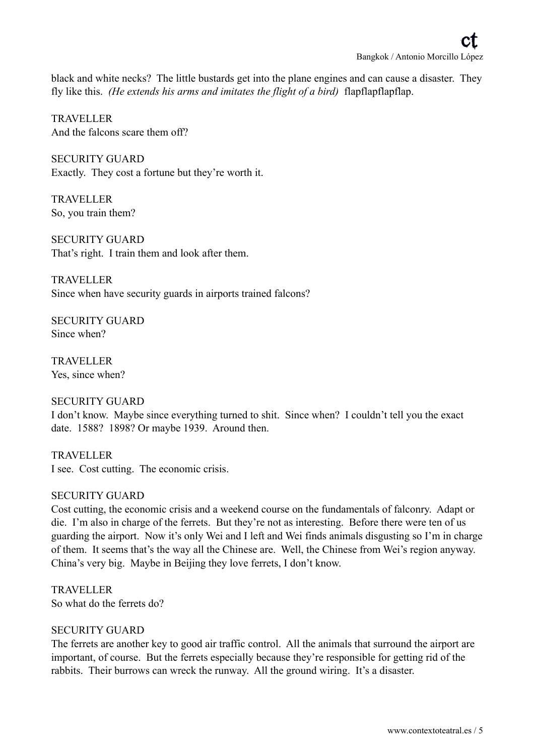black and white necks? The little bustards get into the plane engines and can cause a disaster. They fly like this. *(He extends his arms and imitates the flight of a bird)* flapflapflapflap.

TRAVELLER
And the falcons scare them off?

SECURITY GUARD
Exactly. They cost a fortune but they're worth it.

TRAVELLER
So, you train them?

SECURITY GUARD
That's right. I train them and look after them.

TRAVELLER
Since when have security guards in airports trained falcons?

SECURITY GUARD
Since when?

TRAVELLER
Yes, since when?

SECURITY GUARD
I don't know. Maybe since everything turned to shit. Since when? I couldn't tell you the exact date. 1588? 1898? Or maybe 1939. Around then.

TRAVELLER
I see. Cost cutting. The economic crisis.

SECURITY GUARD
Cost cutting, the economic crisis and a weekend course on the fundamentals of falconry. Adapt or die. I'm also in charge of the ferrets. But they're not as interesting. Before there were ten of us guarding the airport. Now it's only Wei and I left and Wei finds animals disgusting so I'm in charge of them. It seems that's the way all the Chinese are. Well, the Chinese from Wei's region anyway. China's very big. Maybe in Beijing they love ferrets, I don't know.

TRAVELLER
So what do the ferrets do?

SECURITY GUARD
The ferrets are another key to good air traffic control. All the animals that surround the airport are important, of course. But the ferrets especially because they're responsible for getting rid of the rabbits. Their burrows can wreck the runway. All the ground wiring. It's a disaster.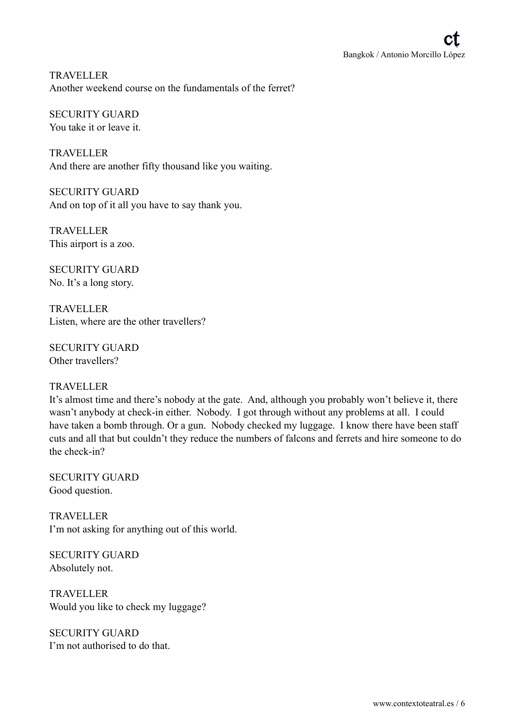TRAVELLER
Another weekend course on the fundamentals of the ferret?

SECURITY GUARD
You take it or leave it.

TRAVELLER
And there are another fifty thousand like you waiting.

SECURITY GUARD
And on top of it all you have to say thank you.

TRAVELLER
This airport is a zoo.

SECURITY GUARD
No. It's a long story.

TRAVELLER
Listen, where are the other travellers?

SECURITY GUARD
Other travellers?

TRAVELLER
It's almost time and there's nobody at the gate. And, although you probably won't believe it, there wasn't anybody at check-in either. Nobody. I got through without any problems at all. I could have taken a bomb through. Or a gun. Nobody checked my luggage. I know there have been staff cuts and all that but couldn't they reduce the numbers of falcons and ferrets and hire someone to do the check-in?

SECURITY GUARD
Good question.

TRAVELLER
I'm not asking for anything out of this world.

SECURITY GUARD
Absolutely not.

TRAVELLER
Would you like to check my luggage?

SECURITY GUARD
I'm not authorised to do that.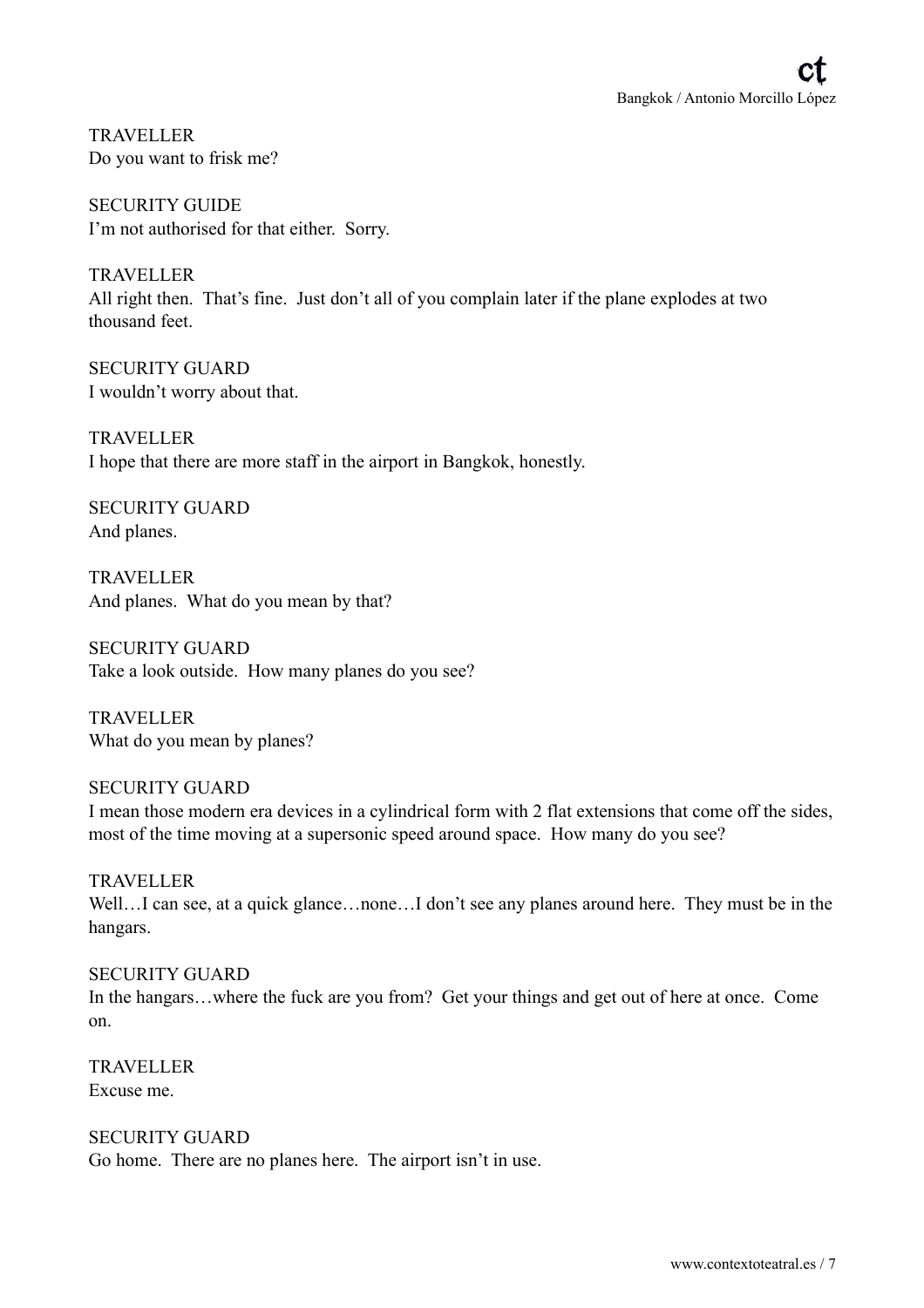TRAVELLER
Do you want to frisk me?

SECURITY GUIDE
I'm not authorised for that either. Sorry.

TRAVELLER
All right then. That's fine. Just don't all of you complain later if the plane explodes at two thousand feet.

SECURITY GUARD
I wouldn't worry about that.

TRAVELLER
I hope that there are more staff in the airport in Bangkok, honestly.

SECURITY GUARD
And planes.

TRAVELLER
And planes. What do you mean by that?

SECURITY GUARD
Take a look outside. How many planes do you see?

TRAVELLER
What do you mean by planes?

SECURITY GUARD
I mean those modern era devices in a cylindrical form with 2 flat extensions that come off the sides, most of the time moving at a supersonic speed around space. How many do you see?

TRAVELLER
Well…I can see, at a quick glance…none…I don't see any planes around here. They must be in the hangars.

SECURITY GUARD
In the hangars…where the fuck are you from? Get your things and get out of here at once. Come on.

TRAVELLER
Excuse me.

SECURITY GUARD
Go home. There are no planes here. The airport isn't in use.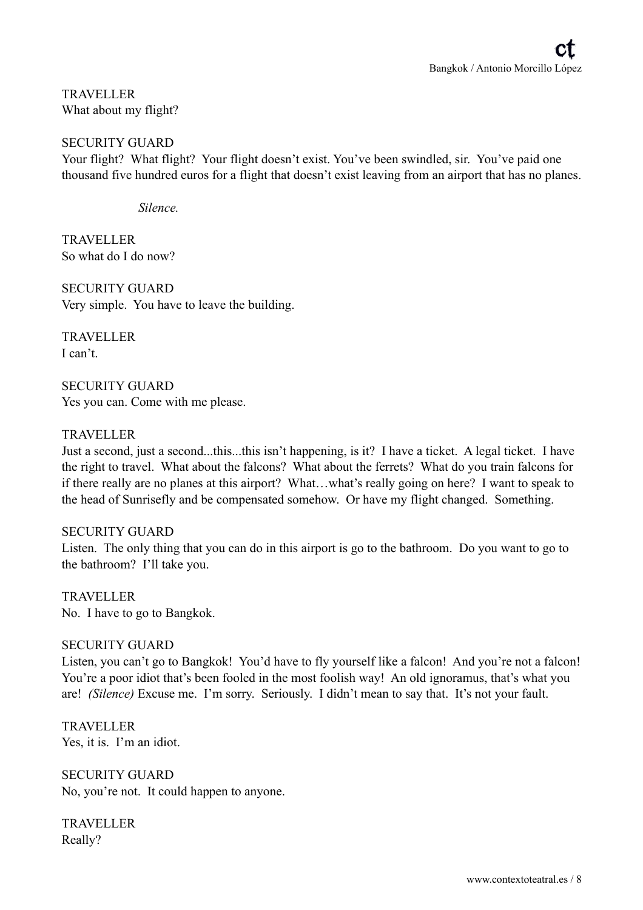TRAVELLER
What about my flight?

SECURITY GUARD
Your flight? What flight? Your flight doesn't exist. You've been swindled, sir. You've paid one thousand five hundred euros for a flight that doesn't exist leaving from an airport that has no planes.

*Silence.*

TRAVELLER
So what do I do now?

SECURITY GUARD
Very simple. You have to leave the building.

TRAVELLER
I can't.

SECURITY GUARD
Yes you can. Come with me please.

TRAVELLER
Just a second, just a second...this...this isn't happening, is it? I have a ticket. A legal ticket. I have the right to travel. What about the falcons? What about the ferrets? What do you train falcons for if there really are no planes at this airport? What…what's really going on here? I want to speak to the head of Sunrisefly and be compensated somehow. Or have my flight changed. Something.

SECURITY GUARD
Listen. The only thing that you can do in this airport is go to the bathroom. Do you want to go to the bathroom? I'll take you.

TRAVELLER
No. I have to go to Bangkok.

SECURITY GUARD
Listen, you can't go to Bangkok! You'd have to fly yourself like a falcon! And you're not a falcon! You're a poor idiot that's been fooled in the most foolish way! An old ignoramus, that's what you are! *(Silence)* Excuse me. I'm sorry. Seriously. I didn't mean to say that. It's not your fault.

TRAVELLER
Yes, it is. I'm an idiot.

SECURITY GUARD
No, you're not. It could happen to anyone.

TRAVELLER
Really?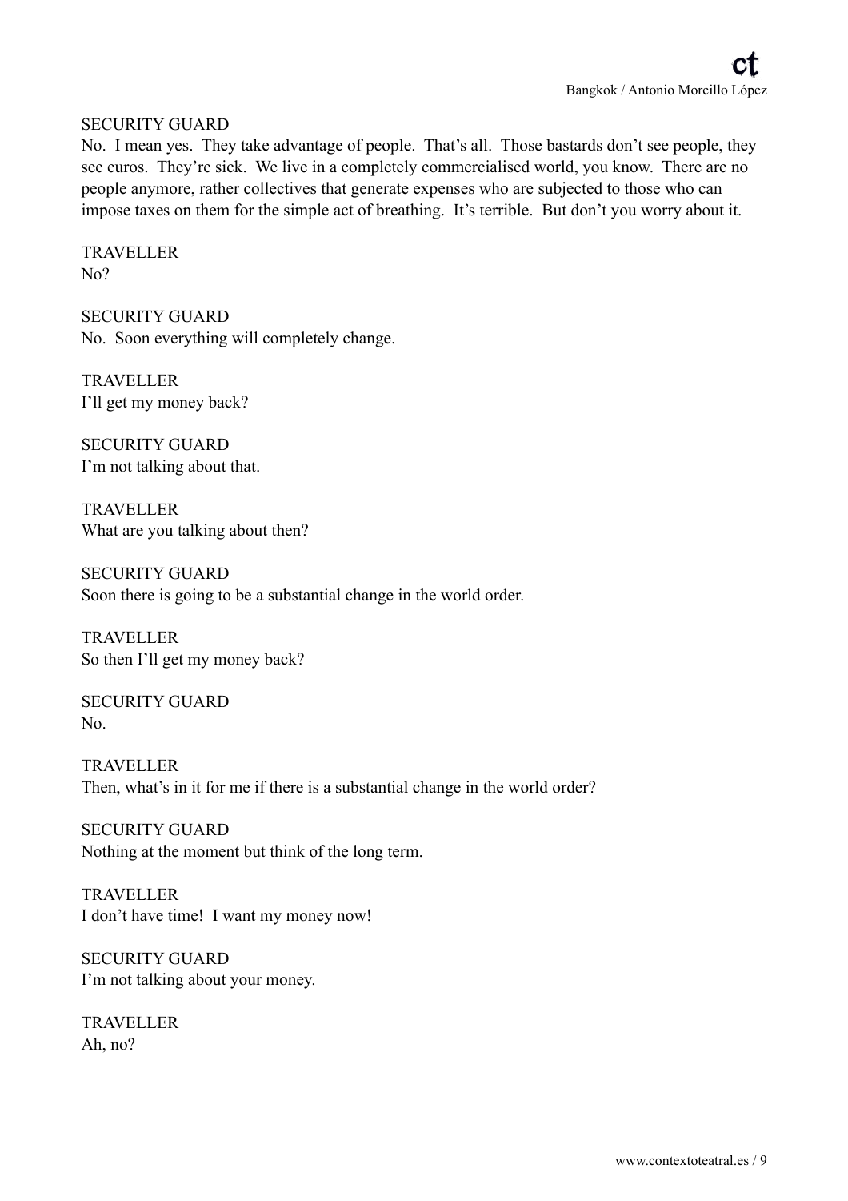SECURITY GUARD
No. I mean yes. They take advantage of people. That's all. Those bastards don't see people, they see euros. They're sick. We live in a completely commercialised world, you know. There are no people anymore, rather collectives that generate expenses who are subjected to those who can impose taxes on them for the simple act of breathing. It's terrible. But don't you worry about it.

TRAVELLER
No?

SECURITY GUARD
No. Soon everything will completely change.

TRAVELLER
I'll get my money back?

SECURITY GUARD
I'm not talking about that.

TRAVELLER
What are you talking about then?

SECURITY GUARD
Soon there is going to be a substantial change in the world order.

TRAVELLER
So then I'll get my money back?

SECURITY GUARD
No.

TRAVELLER
Then, what's in it for me if there is a substantial change in the world order?

SECURITY GUARD
Nothing at the moment but think of the long term.

TRAVELLER
I don't have time! I want my money now!

SECURITY GUARD
I'm not talking about your money.

TRAVELLER
Ah, no?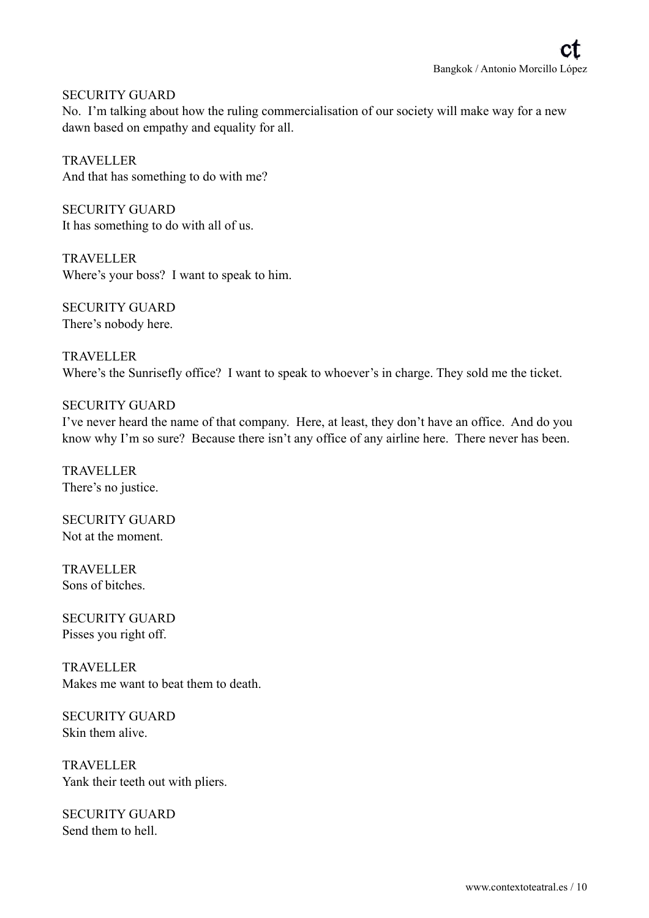SECURITY GUARD
No. I'm talking about how the ruling commercialisation of our society will make way for a new dawn based on empathy and equality for all.

TRAVELLER
And that has something to do with me?

SECURITY GUARD
It has something to do with all of us.

TRAVELLER
Where's your boss? I want to speak to him.

SECURITY GUARD
There's nobody here.

TRAVELLER
Where's the Sunrisefly office? I want to speak to whoever's in charge. They sold me the ticket.

SECURITY GUARD
I've never heard the name of that company. Here, at least, they don't have an office. And do you know why I'm so sure? Because there isn't any office of any airline here. There never has been.

TRAVELLER
There's no justice.

SECURITY GUARD
Not at the moment.

TRAVELLER
Sons of bitches.

SECURITY GUARD
Pisses you right off.

TRAVELLER
Makes me want to beat them to death.

SECURITY GUARD
Skin them alive.

TRAVELLER
Yank their teeth out with pliers.

SECURITY GUARD
Send them to hell.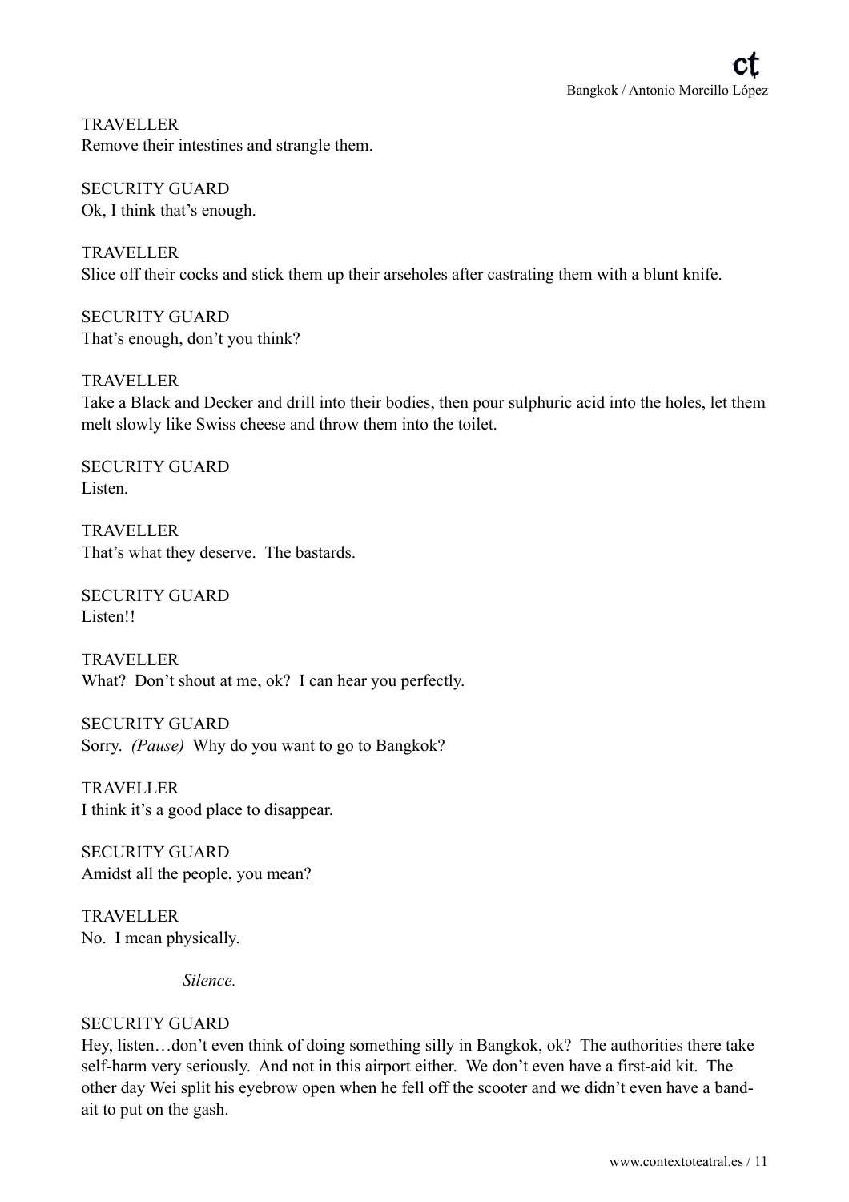TRAVELLER
Remove their intestines and strangle them.

SECURITY GUARD
Ok, I think that's enough.

TRAVELLER
Slice off their cocks and stick them up their arseholes after castrating them with a blunt knife.

SECURITY GUARD
That's enough, don't you think?

TRAVELLER
Take a Black and Decker and drill into their bodies, then pour sulphuric acid into the holes, let them melt slowly like Swiss cheese and throw them into the toilet.

SECURITY GUARD
Listen.

TRAVELLER
That's what they deserve. The bastards.

SECURITY GUARD
Listen!!

TRAVELLER
What? Don't shout at me, ok? I can hear you perfectly.

SECURITY GUARD
Sorry. *(Pause)* Why do you want to go to Bangkok?

TRAVELLER
I think it's a good place to disappear.

SECURITY GUARD
Amidst all the people, you mean?

TRAVELLER
No. I mean physically.

*Silence.*

SECURITY GUARD
Hey, listen…don't even think of doing something silly in Bangkok, ok? The authorities there take self-harm very seriously. And not in this airport either. We don't even have a first-aid kit. The other day Wei split his eyebrow open when he fell off the scooter and we didn't even have a band-ait to put on the gash.